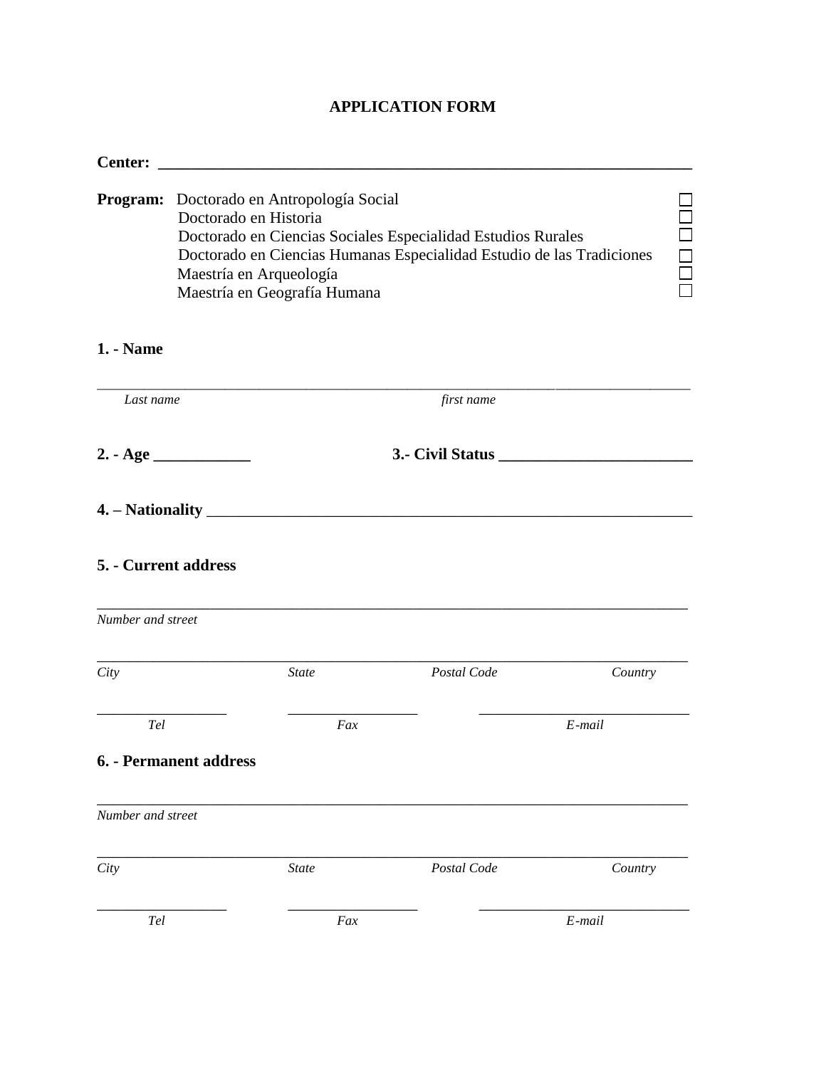# APPLICATION FORM

**Center:** ____________________________________________________________________

**Program:** Doctorado en Antropología Social ☐
Doctorado en Historia ☐
Doctorado en Ciencias Sociales Especialidad Estudios Rurales ☐
Doctorado en Ciencias Humanas Especialidad Estudio de las Tradiciones ☐
Maestría en Arqueología ☐
Maestría en Geografía Humana ☐

**1. - Name**

______________________________________________________________________________

*Last name* *first name*

**2. - Age** ____________ **3.- Civil Status** ________________________

**4. – Nationality** ______________________________________________________________

**5. - Current address**

______________________________________________________________________________

*Number and street*

______________________________________________________________________________

*City* *State* *Postal Code* *Country*

_________________ _________________ ____________________________

*Tel* *Fax* *E-mail*

**6. - Permanent address**

______________________________________________________________________________

*Number and street*

______________________________________________________________________________

*City* *State* *Postal Code* *Country*

_________________ _________________ ____________________________

*Tel* *Fax* *E-mail*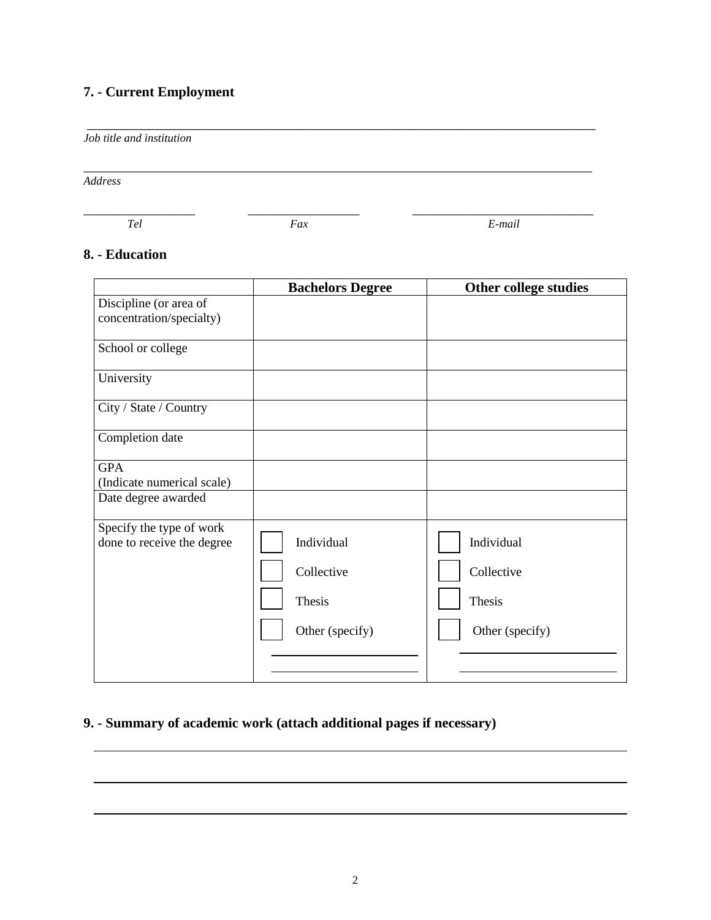## 7. - Current Employment

_______________________________________________________________________________

*Job title and institution*

_______________________________________________________________________________

*Address*

__________________ __________________ ____________________________

*Tel* *Fax* *E-mail*

## 8. - Education

| | Bachelors Degree | Other college studies |
|---|---|---|
| Discipline (or area of concentration/specialty) | | |
| School or college | | |
| University | | |
| City / State / Country | | |
| Completion date | | |
| GPA (Indicate numerical scale) | | |
| Date degree awarded | | |
| Specify the type of work done to receive the degree | ☐ Individual<br>☐ Collective<br>☐ Thesis<br>☐ Other (specify)<br>______________________<br>______________________ | ☐ Individual<br>☐ Collective<br>☐ Thesis<br>☐ Other (specify)<br>______________________<br>______________________ |

## 9. - Summary of academic work (attach additional pages if necessary)

_______________________________________________________________________________

_______________________________________________________________________________

_______________________________________________________________________________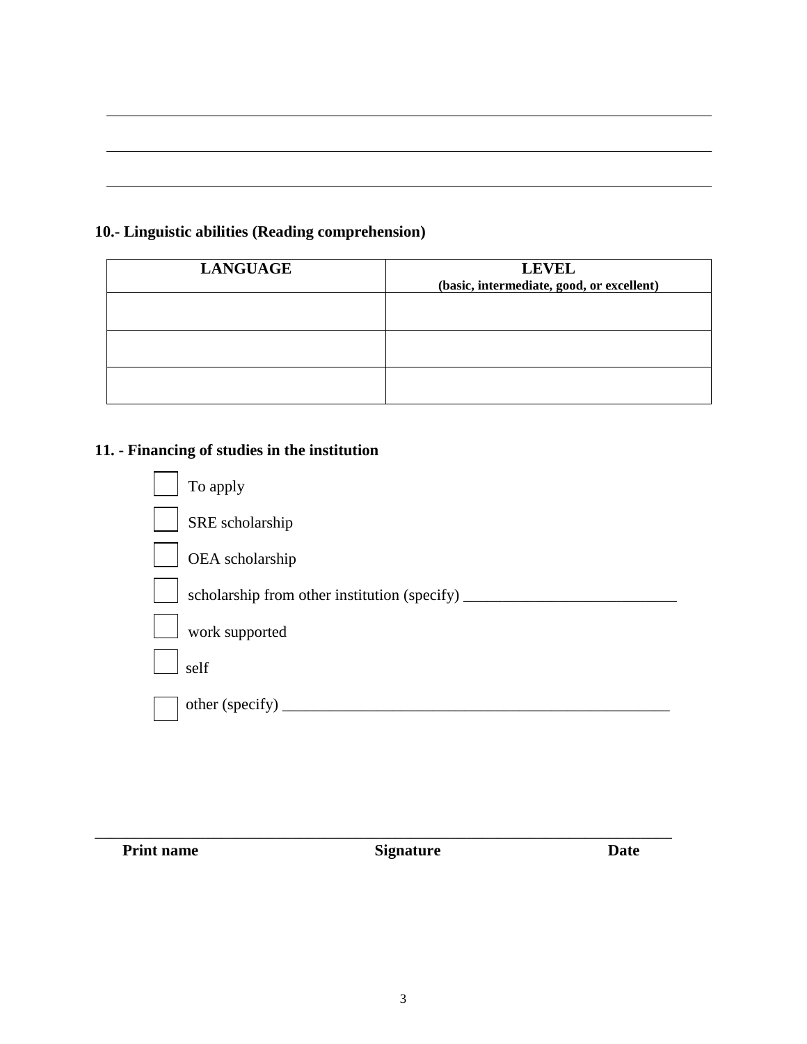_______________________________________________________________________________

_______________________________________________________________________________

_______________________________________________________________________________

**10.- Linguistic abilities (Reading comprehension)**

| LANGUAGE | LEVEL (basic, intermediate, good, or excellent) |
|---|---|
| | |
| | |
| | |

**11. - Financing of studies in the institution**

- ☐ To apply
- ☐ SRE scholarship
- ☐ OEA scholarship
- ☐ scholarship from other institution (specify) ___________________________
- ☐ work supported
- ☐ self
- ☐ other (specify) __________________________________________________

_________________________________________________________________________

**Print name** **Signature** **Date**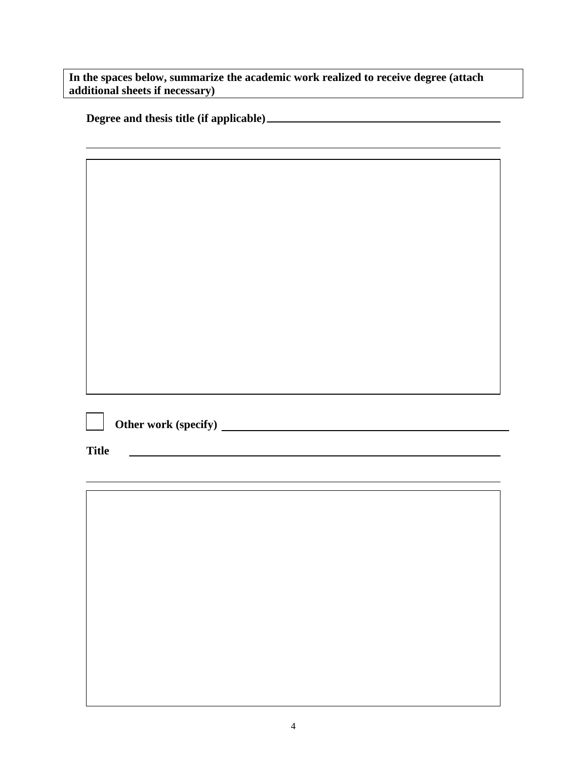**In the spaces below, summarize the academic work realized to receive degree (attach additional sheets if necessary)**

**Degree and thesis title (if applicable)** ______________________________

______________________________

☐ **Other work (specify)** ______________________________

**Title** ______________________________

______________________________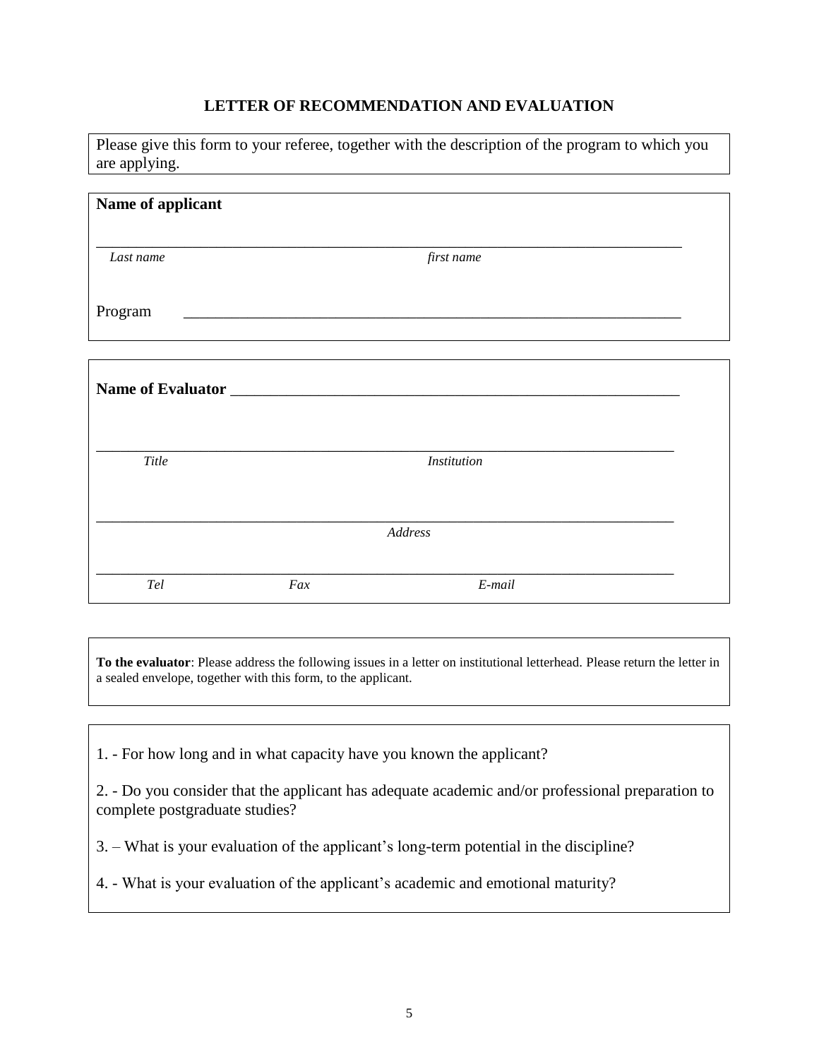# LETTER OF RECOMMENDATION AND EVALUATION

Please give this form to your referee, together with the description of the program to which you are applying.

**Name of applicant**

______________________________________________________________________

*Last name* *first name*

Program ________________________________________________________

**Name of Evaluator** ______________________________________________

______________________________________________________________________

*Title* *Institution*

______________________________________________________________________

*Address*

______________________________________________________________________

*Tel* *Fax* *E-mail*

**To the evaluator**: Please address the following issues in a letter on institutional letterhead. Please return the letter in a sealed envelope, together with this form, to the applicant.

1. - For how long and in what capacity have you known the applicant?

2. - Do you consider that the applicant has adequate academic and/or professional preparation to complete postgraduate studies?

3. – What is your evaluation of the applicant's long-term potential in the discipline?

4. - What is your evaluation of the applicant's academic and emotional maturity?